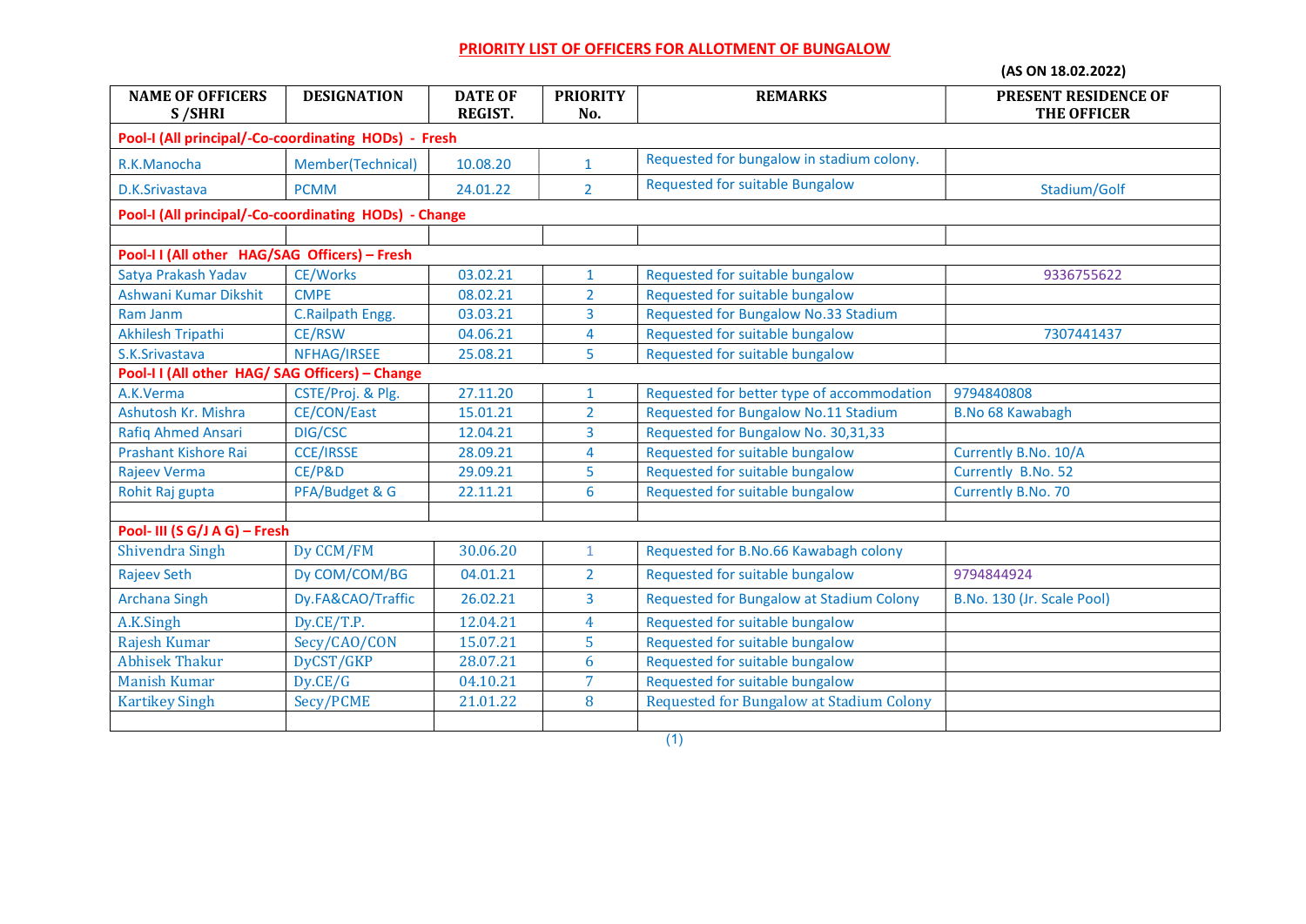# PRIORITY LIST OF OFFICERS FOR ALLOTMENT OF BUNGALOW

**(AS ON 18.02.2022)**

| NAME OF OFFICERS S /SHRI | DESIGNATION | DATE OF REGIST. | PRIORITY No. | REMARKS | PRESENT RESIDENCE OF THE OFFICER |
|---|---|---|---|---|---|
| **Pool-I (All principal/-Co-coordinating HODs) - Fresh** | | | | | |
| R.K.Manocha | Member(Technical) | 10.08.20 | 1 | Requested for bungalow in stadium colony. | |
| D.K.Srivastava | PCMM | 24.01.22 | 2 | Requested for suitable Bungalow | Stadium/Golf |
| **Pool-I (All principal/-Co-coordinating HODs) - Change** | | | | | |
| | | | | | |
| **Pool-I I (All other HAG/SAG Officers) – Fresh** | | | | | |
| Satya Prakash Yadav | CE/Works | 03.02.21 | 1 | Requested for suitable bungalow | 9336755622 |
| Ashwani Kumar Dikshit | CMPE | 08.02.21 | 2 | Requested for suitable bungalow | |
| Ram Janm | C.Railpath Engg. | 03.03.21 | 3 | Requested for Bungalow No.33 Stadium | |
| Akhilesh Tripathi | CE/RSW | 04.06.21 | 4 | Requested for suitable bungalow | 7307441437 |
| S.K.Srivastava | NFHAG/IRSEE | 25.08.21 | 5 | Requested for suitable bungalow | |
| **Pool-I I (All other HAG/ SAG Officers) – Change** | | | | | |
| A.K.Verma | CSTE/Proj. & Plg. | 27.11.20 | 1 | Requested for better type of accommodation | 9794840808 |
| Ashutosh Kr. Mishra | CE/CON/East | 15.01.21 | 2 | Requested for Bungalow No.11 Stadium | B.No 68 Kawabagh |
| Rafiq Ahmed Ansari | DIG/CSC | 12.04.21 | 3 | Requested for Bungalow No. 30,31,33 | |
| Prashant Kishore Rai | CCE/IRSSE | 28.09.21 | 4 | Requested for suitable bungalow | Currently B.No. 10/A |
| Rajeev Verma | CE/P&D | 29.09.21 | 5 | Requested for suitable bungalow | Currently B.No. 52 |
| Rohit Raj gupta | PFA/Budget & G | 22.11.21 | 6 | Requested for suitable bungalow | Currently B.No. 70 |
| | | | | | |
| **Pool- III (S G/J A G) – Fresh** | | | | | |
| Shivendra Singh | Dy CCM/FM | 30.06.20 | 1 | Requested for B.No.66 Kawabagh colony | |
| Rajeev Seth | Dy COM/COM/BG | 04.01.21 | 2 | Requested for suitable bungalow | 9794844924 |
| Archana Singh | Dy.FA&CAO/Traffic | 26.02.21 | 3 | Requested for Bungalow at Stadium Colony | B.No. 130 (Jr. Scale Pool) |
| A.K.Singh | Dy.CE/T.P. | 12.04.21 | 4 | Requested for suitable bungalow | |
| Rajesh Kumar | Secy/CAO/CON | 15.07.21 | 5 | Requested for suitable bungalow | |
| Abhisek Thakur | DyCST/GKP | 28.07.21 | 6 | Requested for suitable bungalow | |
| Manish Kumar | Dy.CE/G | 04.10.21 | 7 | Requested for suitable bungalow | |
| Kartikey Singh | Secy/PCME | 21.01.22 | 8 | Requested for Bungalow at Stadium Colony | |
| | | | | | |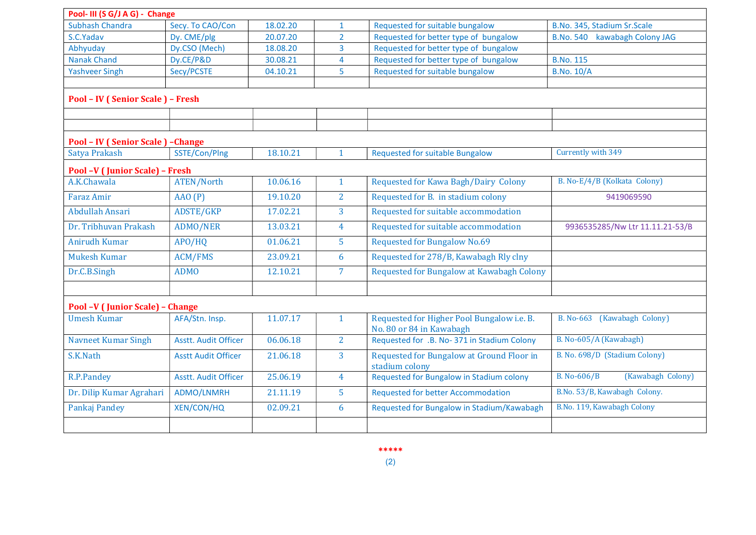| | | | | | |
|---|---|---|---|---|---|
| **Pool- III (S G/J A G) - Change** | | | | | |
| Subhash Chandra | Secy. To CAO/Con | 18.02.20 | 1 | Requested for suitable bungalow | B.No. 345, Stadium Sr.Scale |
| S.C.Yadav | Dy. CME/plg | 20.07.20 | 2 | Requested for better type of bungalow | B.No. 540 kawabagh Colony JAG |
| Abhyuday | Dy.CSO (Mech) | 18.08.20 | 3 | Requested for better type of bungalow | |
| Nanak Chand | Dy.CE/P&D | 30.08.21 | 4 | Requested for better type of bungalow | B.No. 115 |
| Yashveer Singh | Secy/PCSTE | 04.10.21 | 5 | Requested for suitable bungalow | B.No. 10/A |
| | | | | | |
| **Pool – IV ( Senior Scale ) – Fresh** | | | | | |
| | | | | | |
| | | | | | |
| **Pool – IV ( Senior Scale ) –Change** | | | | | |
| Satya Prakash | SSTE/Con/Plng | 18.10.21 | 1 | Requested for suitable Bungalow | Currently with 349 |
| **Pool –V ( Junior Scale) – Fresh** | | | | | |
| A.K.Chawala | ATEN/North | 10.06.16 | 1 | Requested for Kawa Bagh/Dairy Colony | B. No-E/4/B (Kolkata Colony) |
| Faraz Amir | AAO (P) | 19.10.20 | 2 | Requested for B. in stadium colony | 9419069590 |
| Abdullah Ansari | ADSTE/GKP | 17.02.21 | 3 | Requested for suitable accommodation | |
| Dr. Tribhuvan Prakash | ADMO/NER | 13.03.21 | 4 | Requested for suitable accommodation | 9936535285/Nw Ltr 11.11.21-53/B |
| Anirudh Kumar | APO/HQ | 01.06.21 | 5 | Requested for Bungalow No.69 | |
| Mukesh Kumar | ACM/FMS | 23.09.21 | 6 | Requested for 278/B, Kawabagh Rly clny | |
| Dr.C.B.Singh | ADMO | 12.10.21 | 7 | Requested for Bungalow at Kawabagh Colony | |
| | | | | | |
| **Pool –V ( Junior Scale) – Change** | | | | | |
| Umesh Kumar | AFA/Stn. Insp. | 11.07.17 | 1 | Requested for Higher Pool Bungalow i.e. B. No. 80 or 84 in Kawabagh | B. No-663 (Kawabagh Colony) |
| Navneet Kumar Singh | Asstt. Audit Officer | 06.06.18 | 2 | Requested for .B. No- 371 in Stadium Colony | B. No-605/A (Kawabagh) |
| S.K.Nath | Asstt Audit Officer | 21.06.18 | 3 | Requested for Bungalow at Ground Floor in stadium colony | B. No. 698/D (Stadium Colony) |
| R.P.Pandey | Asstt. Audit Officer | 25.06.19 | 4 | Requested for Bungalow in Stadium colony | B. No-606/B (Kawabagh Colony) |
| Dr. Dilip Kumar Agrahari | ADMO/LNMRH | 21.11.19 | 5 | Requested for better Accommodation | B.No. 53/B, Kawabagh Colony. |
| Pankaj Pandey | XEN/CON/HQ | 02.09.21 | 6 | Requested for Bungalow in Stadium/Kawabagh | B.No. 119, Kawabagh Colony |
| | | | | | |

*****